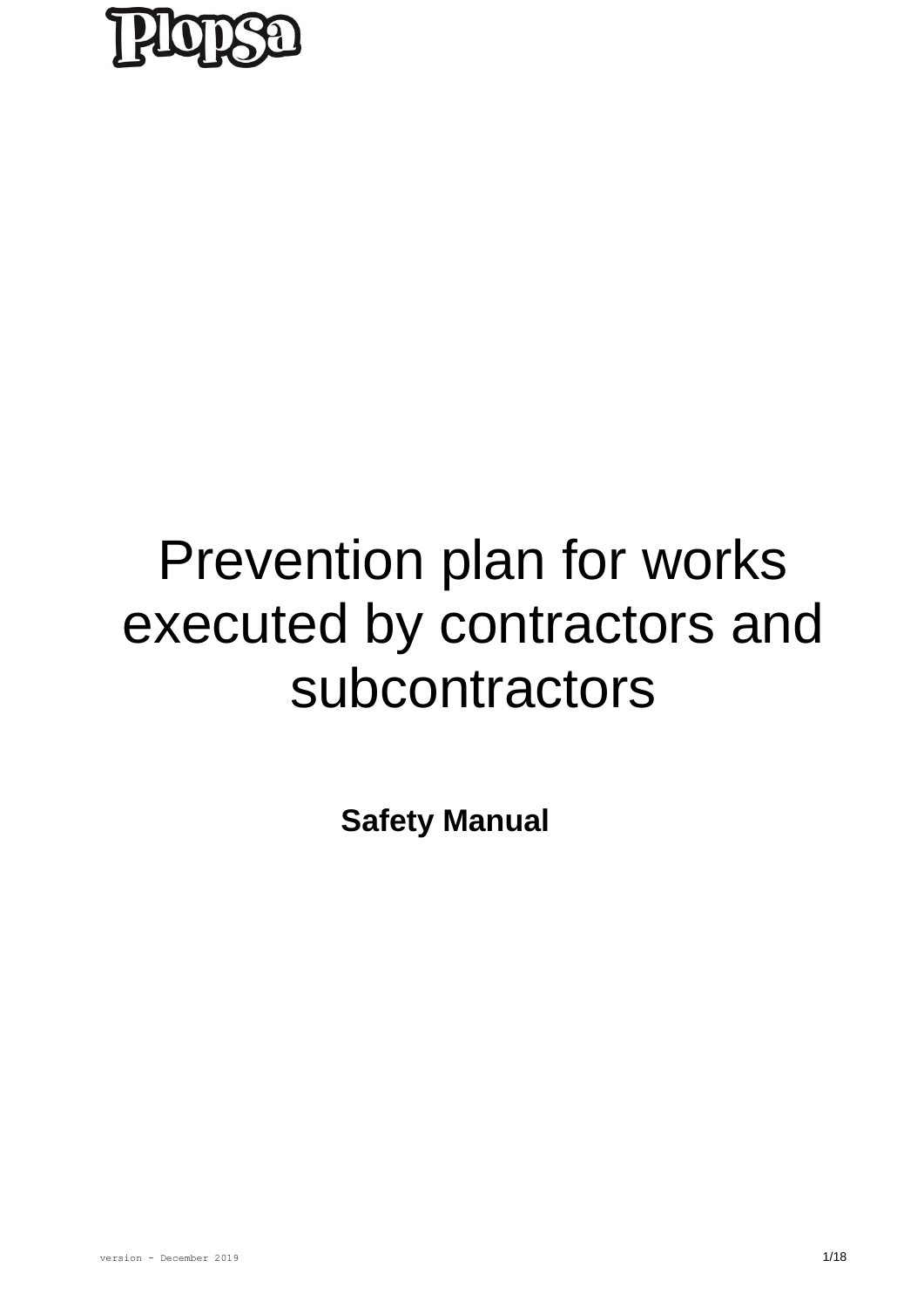Plopsa

# Prevention plan for works executed by contractors and subcontractors

**Safety Manual**

version - December 2019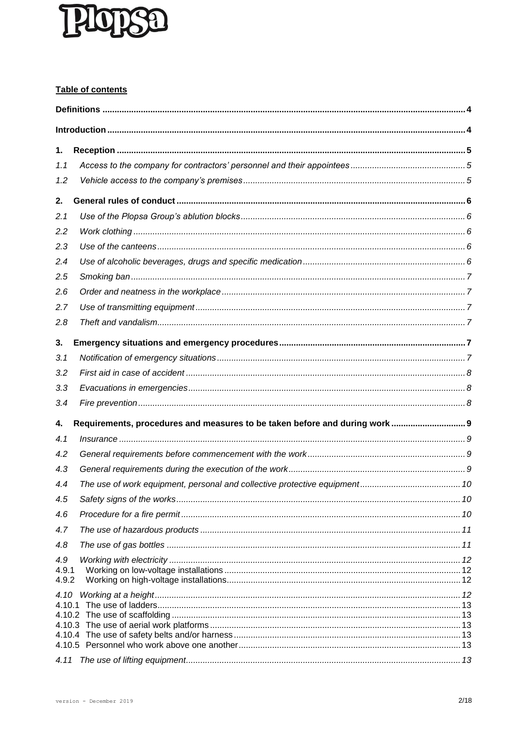**Table of contents**

| | | |
|---|---|---|
| **Definitions** | | **4** |
| **Introduction** | | **4** |
| **1.** | **Reception** | **5** |
| *1.1* | *Access to the company for contractors' personnel and their appointees* | *5* |
| *1.2* | *Vehicle access to the company's premises* | *5* |
| **2.** | **General rules of conduct** | **6** |
| *2.1* | *Use of the Plopsa Group's ablution blocks* | *6* |
| *2.2* | *Work clothing* | *6* |
| *2.3* | *Use of the canteens* | *6* |
| *2.4* | *Use of alcoholic beverages, drugs and specific medication* | *6* |
| *2.5* | *Smoking ban* | *7* |
| *2.6* | *Order and neatness in the workplace* | *7* |
| *2.7* | *Use of transmitting equipment* | *7* |
| *2.8* | *Theft and vandalism* | *7* |
| **3.** | **Emergency situations and emergency procedures** | **7** |
| *3.1* | *Notification of emergency situations* | *7* |
| *3.2* | *First aid in case of accident* | *8* |
| *3.3* | *Evacuations in emergencies* | *8* |
| *3.4* | *Fire prevention* | *8* |
| **4.** | **Requirements, procedures and measures to be taken before and during work** | **9** |
| *4.1* | *Insurance* | *9* |
| *4.2* | *General requirements before commencement with the work* | *9* |
| *4.3* | *General requirements during the execution of the work* | *9* |
| *4.4* | *The use of work equipment, personal and collective protective equipment* | *10* |
| *4.5* | *Safety signs of the works* | *10* |
| *4.6* | *Procedure for a fire permit* | *10* |
| *4.7* | *The use of hazardous products* | *11* |
| *4.8* | *The use of gas bottles* | *11* |
| *4.9* | *Working with electricity* | *12* |
| 4.9.1 | Working on low-voltage installations | 12 |
| 4.9.2 | Working on high-voltage installations | 12 |
| *4.10* | *Working at a height* | *12* |
| 4.10.1 | The use of ladders | 13 |
| 4.10.2 | The use of scaffolding | 13 |
| 4.10.3 | The use of aerial work platforms | 13 |
| 4.10.4 | The use of safety belts and/or harness | 13 |
| 4.10.5 | Personnel who work above one another | 13 |
| *4.11* | *The use of lifting equipment* | *13* |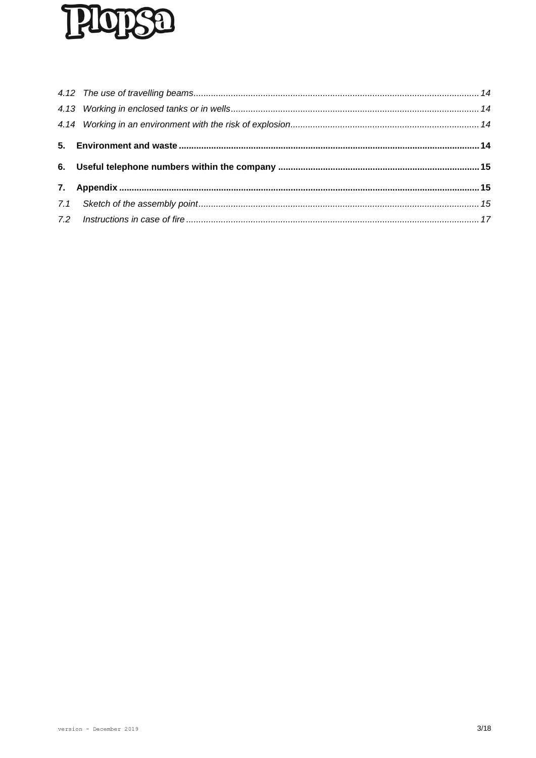*4.12 The use of travelling beams* ........................................................ *14*

*4.13 Working in enclosed tanks or in wells* ........................................................ *14*

*4.14 Working in an environment with the risk of explosion* ........................................................ *14*

**5. Environment and waste** ........................................................ **14**

**6. Useful telephone numbers within the company** ........................................................ **15**

**7. Appendix** ........................................................ **15**

*7.1 Sketch of the assembly point* ........................................................ *15*

*7.2 Instructions in case of fire* ........................................................ *17*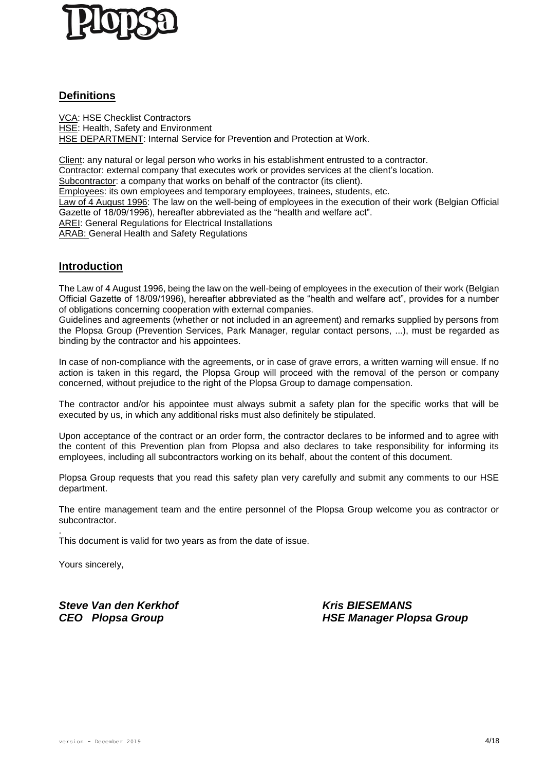## Definitions

VCA: HSE Checklist Contractors
HSE: Health, Safety and Environment
HSE DEPARTMENT: Internal Service for Prevention and Protection at Work.

Client: any natural or legal person who works in his establishment entrusted to a contractor.
Contractor: external company that executes work or provides services at the client's location.
Subcontractor: a company that works on behalf of the contractor (its client).
Employees: its own employees and temporary employees, trainees, students, etc.
Law of 4 August 1996: The law on the well-being of employees in the execution of their work (Belgian Official Gazette of 18/09/1996), hereafter abbreviated as the "health and welfare act".
AREI: General Regulations for Electrical Installations
ARAB: General Health and Safety Regulations

## Introduction

The Law of 4 August 1996, being the law on the well-being of employees in the execution of their work (Belgian Official Gazette of 18/09/1996), hereafter abbreviated as the "health and welfare act", provides for a number of obligations concerning cooperation with external companies.
Guidelines and agreements (whether or not included in an agreement) and remarks supplied by persons from the Plopsa Group (Prevention Services, Park Manager, regular contact persons, ...), must be regarded as binding by the contractor and his appointees.

In case of non-compliance with the agreements, or in case of grave errors, a written warning will ensue. If no action is taken in this regard, the Plopsa Group will proceed with the removal of the person or company concerned, without prejudice to the right of the Plopsa Group to damage compensation.

The contractor and/or his appointee must always submit a safety plan for the specific works that will be executed by us, in which any additional risks must also definitely be stipulated.

Upon acceptance of the contract or an order form, the contractor declares to be informed and to agree with the content of this Prevention plan from Plopsa and also declares to take responsibility for informing its employees, including all subcontractors working on its behalf, about the content of this document.

Plopsa Group requests that you read this safety plan very carefully and submit any comments to our HSE department.

The entire management team and the entire personnel of the Plopsa Group welcome you as contractor or subcontractor.

.
This document is valid for two years as from the date of issue.

Yours sincerely,

***Steve Van den Kerkhof***
***CEO Plopsa Group***

***Kris BIESEMANS***
***HSE Manager Plopsa Group***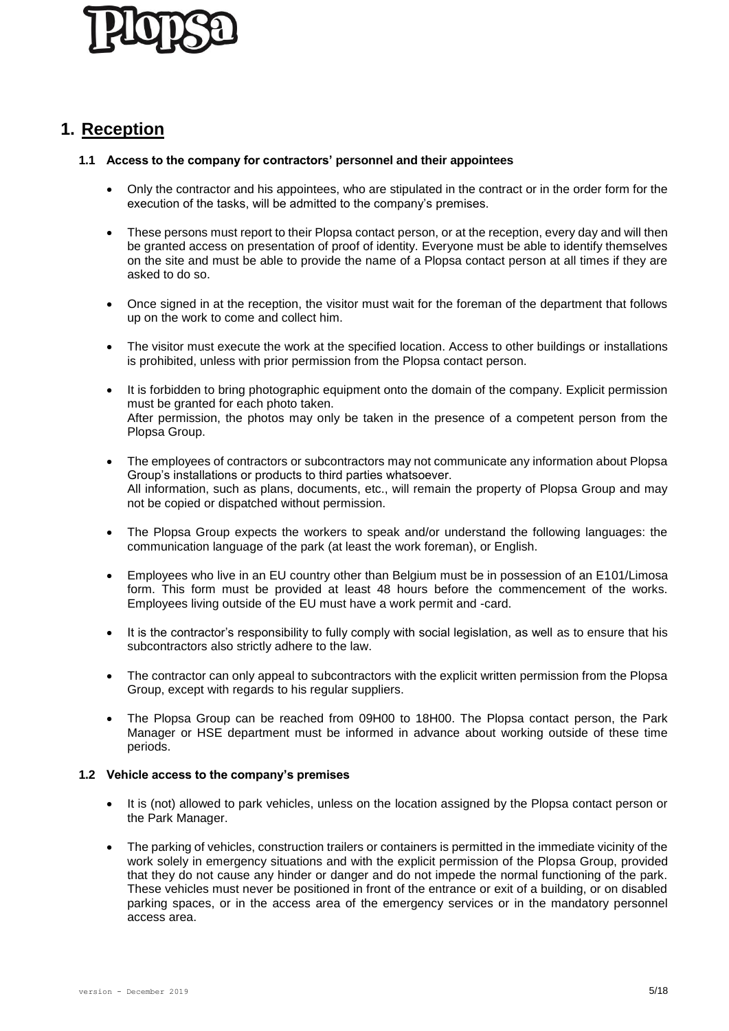# 1. Reception

### 1.1 Access to the company for contractors' personnel and their appointees

- Only the contractor and his appointees, who are stipulated in the contract or in the order form for the execution of the tasks, will be admitted to the company's premises.
- These persons must report to their Plopsa contact person, or at the reception, every day and will then be granted access on presentation of proof of identity. Everyone must be able to identify themselves on the site and must be able to provide the name of a Plopsa contact person at all times if they are asked to do so.
- Once signed in at the reception, the visitor must wait for the foreman of the department that follows up on the work to come and collect him.
- The visitor must execute the work at the specified location. Access to other buildings or installations is prohibited, unless with prior permission from the Plopsa contact person.
- It is forbidden to bring photographic equipment onto the domain of the company. Explicit permission must be granted for each photo taken.
  After permission, the photos may only be taken in the presence of a competent person from the Plopsa Group.
- The employees of contractors or subcontractors may not communicate any information about Plopsa Group's installations or products to third parties whatsoever.
  All information, such as plans, documents, etc., will remain the property of Plopsa Group and may not be copied or dispatched without permission.
- The Plopsa Group expects the workers to speak and/or understand the following languages: the communication language of the park (at least the work foreman), or English.
- Employees who live in an EU country other than Belgium must be in possession of an E101/Limosa form. This form must be provided at least 48 hours before the commencement of the works. Employees living outside of the EU must have a work permit and -card.
- It is the contractor's responsibility to fully comply with social legislation, as well as to ensure that his subcontractors also strictly adhere to the law.
- The contractor can only appeal to subcontractors with the explicit written permission from the Plopsa Group, except with regards to his regular suppliers.
- The Plopsa Group can be reached from 09H00 to 18H00. The Plopsa contact person, the Park Manager or HSE department must be informed in advance about working outside of these time periods.

### 1.2 Vehicle access to the company's premises

- It is (not) allowed to park vehicles, unless on the location assigned by the Plopsa contact person or the Park Manager.
- The parking of vehicles, construction trailers or containers is permitted in the immediate vicinity of the work solely in emergency situations and with the explicit permission of the Plopsa Group, provided that they do not cause any hinder or danger and do not impede the normal functioning of the park. These vehicles must never be positioned in front of the entrance or exit of a building, or on disabled parking spaces, or in the access area of the emergency services or in the mandatory personnel access area.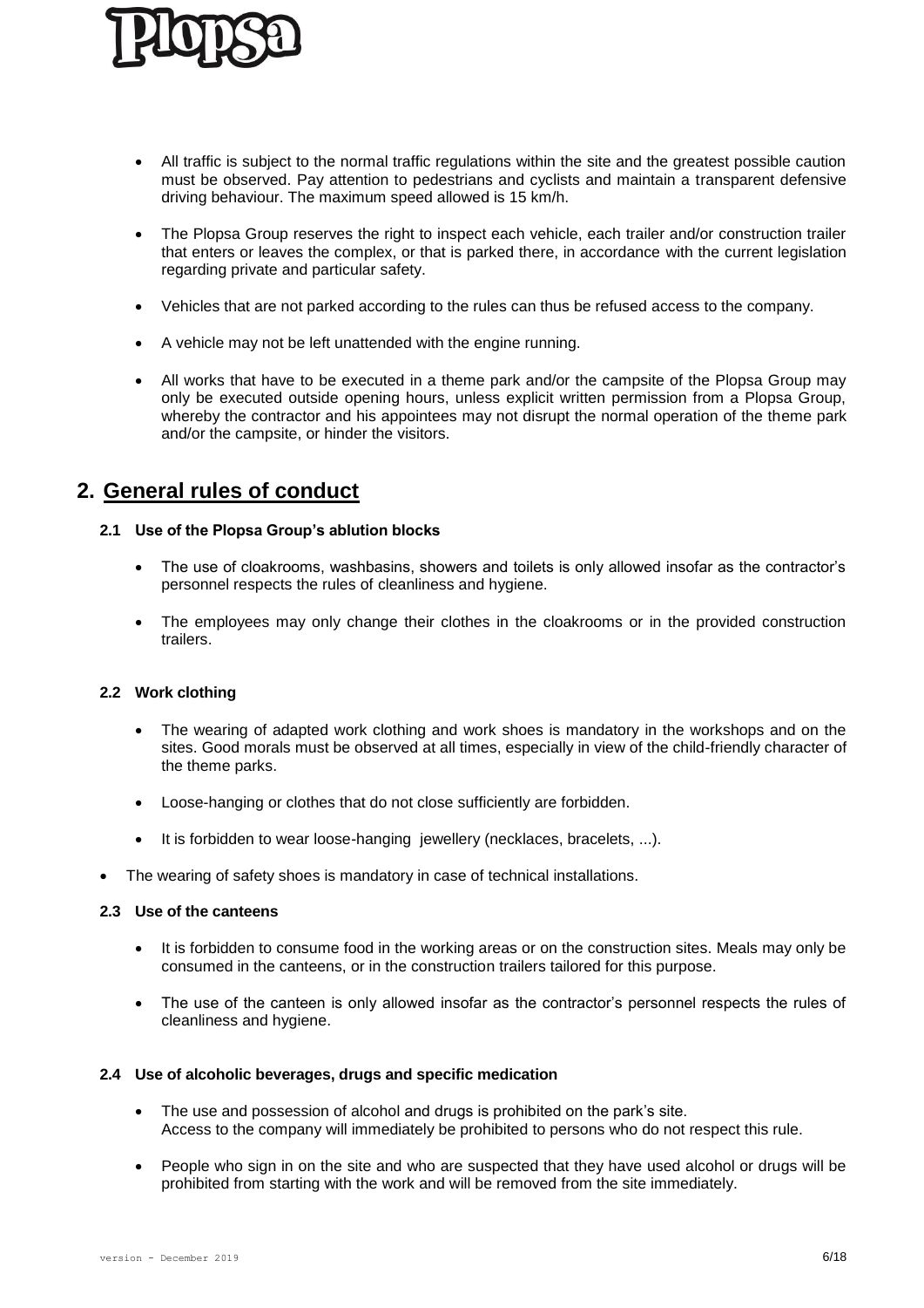- All traffic is subject to the normal traffic regulations within the site and the greatest possible caution must be observed. Pay attention to pedestrians and cyclists and maintain a transparent defensive driving behaviour. The maximum speed allowed is 15 km/h.

- The Plopsa Group reserves the right to inspect each vehicle, each trailer and/or construction trailer that enters or leaves the complex, or that is parked there, in accordance with the current legislation regarding private and particular safety.

- Vehicles that are not parked according to the rules can thus be refused access to the company.

- A vehicle may not be left unattended with the engine running.

- All works that have to be executed in a theme park and/or the campsite of the Plopsa Group may only be executed outside opening hours, unless explicit written permission from a Plopsa Group, whereby the contractor and his appointees may not disrupt the normal operation of the theme park and/or the campsite, or hinder the visitors.

## 2. General rules of conduct

### 2.1 Use of the Plopsa Group's ablution blocks

- The use of cloakrooms, washbasins, showers and toilets is only allowed insofar as the contractor's personnel respects the rules of cleanliness and hygiene.

- The employees may only change their clothes in the cloakrooms or in the provided construction trailers.

### 2.2 Work clothing

- The wearing of adapted work clothing and work shoes is mandatory in the workshops and on the sites. Good morals must be observed at all times, especially in view of the child-friendly character of the theme parks.

- Loose-hanging or clothes that do not close sufficiently are forbidden.

- It is forbidden to wear loose-hanging jewellery (necklaces, bracelets, ...).

- The wearing of safety shoes is mandatory in case of technical installations.

### 2.3 Use of the canteens

- It is forbidden to consume food in the working areas or on the construction sites. Meals may only be consumed in the canteens, or in the construction trailers tailored for this purpose.

- The use of the canteen is only allowed insofar as the contractor's personnel respects the rules of cleanliness and hygiene.

### 2.4 Use of alcoholic beverages, drugs and specific medication

- The use and possession of alcohol and drugs is prohibited on the park's site.
  Access to the company will immediately be prohibited to persons who do not respect this rule.

- People who sign in on the site and who are suspected that they have used alcohol or drugs will be prohibited from starting with the work and will be removed from the site immediately.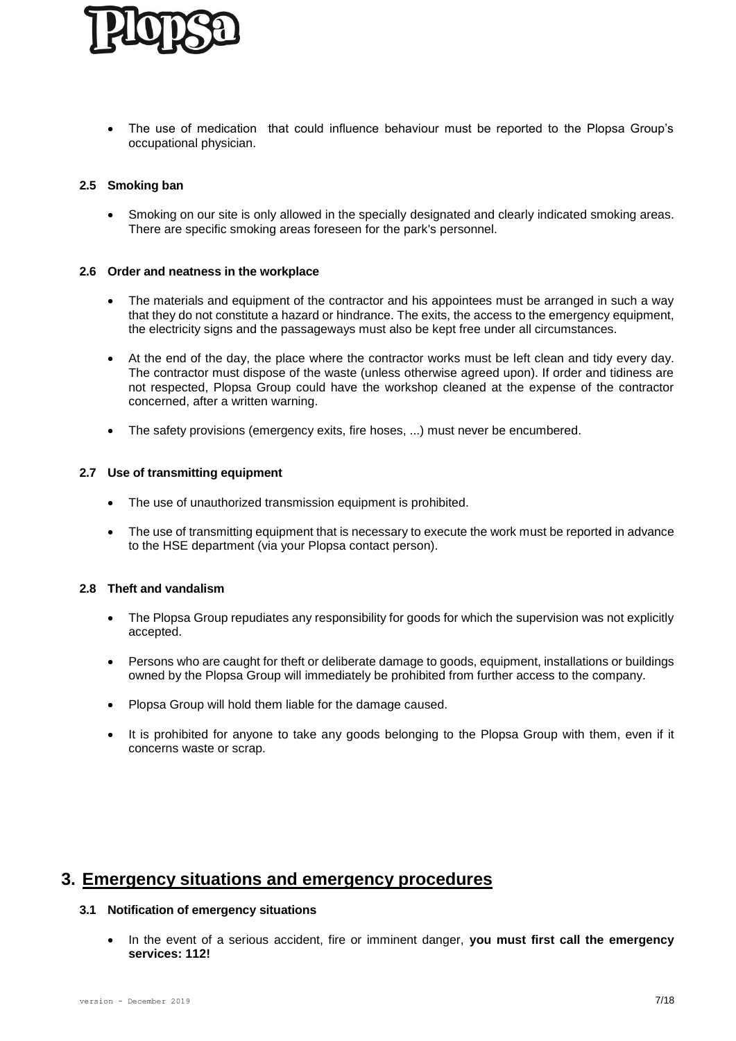- The use of medication that could influence behaviour must be reported to the Plopsa Group's occupational physician.

### 2.5 Smoking ban

- Smoking on our site is only allowed in the specially designated and clearly indicated smoking areas. There are specific smoking areas foreseen for the park's personnel.

### 2.6 Order and neatness in the workplace

- The materials and equipment of the contractor and his appointees must be arranged in such a way that they do not constitute a hazard or hindrance. The exits, the access to the emergency equipment, the electricity signs and the passageways must also be kept free under all circumstances.
- At the end of the day, the place where the contractor works must be left clean and tidy every day. The contractor must dispose of the waste (unless otherwise agreed upon). If order and tidiness are not respected, Plopsa Group could have the workshop cleaned at the expense of the contractor concerned, after a written warning.
- The safety provisions (emergency exits, fire hoses, ...) must never be encumbered.

### 2.7 Use of transmitting equipment

- The use of unauthorized transmission equipment is prohibited.
- The use of transmitting equipment that is necessary to execute the work must be reported in advance to the HSE department (via your Plopsa contact person).

### 2.8 Theft and vandalism

- The Plopsa Group repudiates any responsibility for goods for which the supervision was not explicitly accepted.
- Persons who are caught for theft or deliberate damage to goods, equipment, installations or buildings owned by the Plopsa Group will immediately be prohibited from further access to the company.
- Plopsa Group will hold them liable for the damage caused.
- It is prohibited for anyone to take any goods belonging to the Plopsa Group with them, even if it concerns waste or scrap.

## 3. Emergency situations and emergency procedures

### 3.1 Notification of emergency situations

- In the event of a serious accident, fire or imminent danger, **you must first call the emergency services: 112!**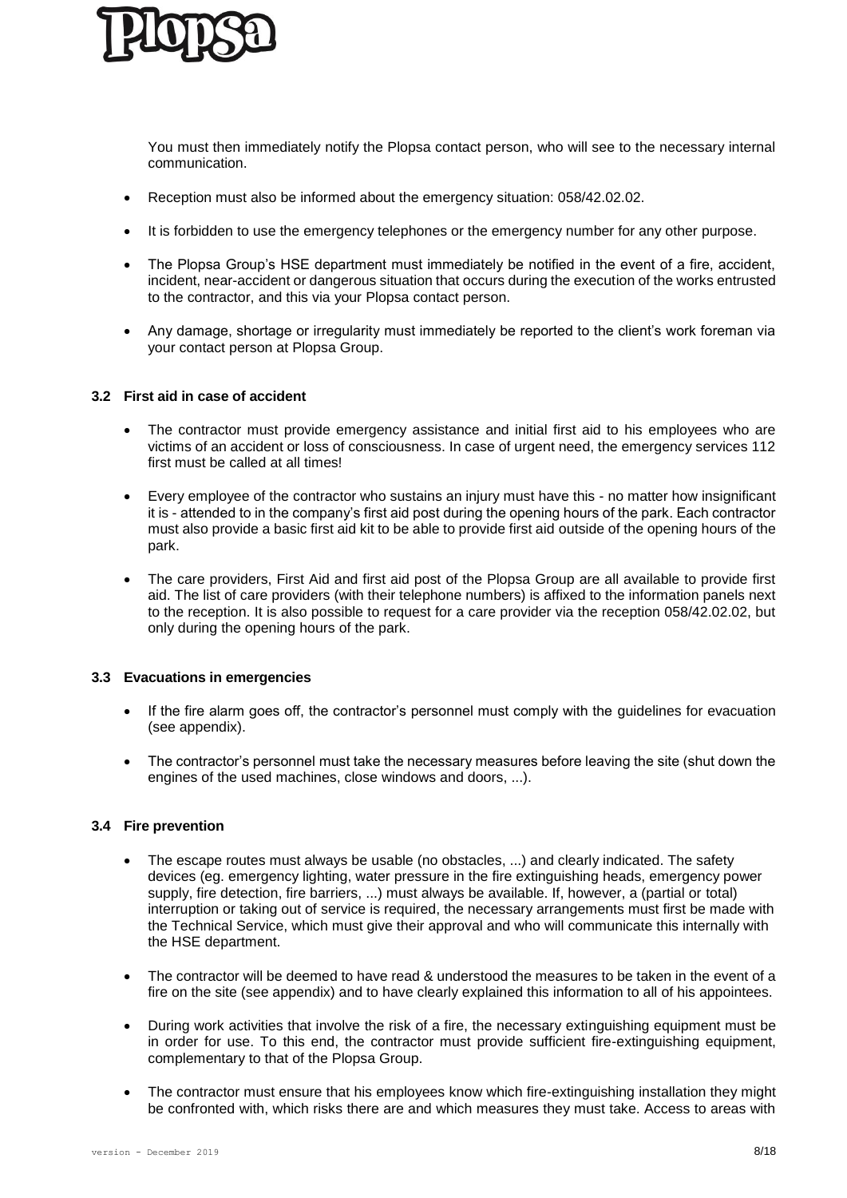You must then immediately notify the Plopsa contact person, who will see to the necessary internal communication.

- Reception must also be informed about the emergency situation: 058/42.02.02.
- It is forbidden to use the emergency telephones or the emergency number for any other purpose.
- The Plopsa Group's HSE department must immediately be notified in the event of a fire, accident, incident, near-accident or dangerous situation that occurs during the execution of the works entrusted to the contractor, and this via your Plopsa contact person.
- Any damage, shortage or irregularity must immediately be reported to the client's work foreman via your contact person at Plopsa Group.

### 3.2 First aid in case of accident

- The contractor must provide emergency assistance and initial first aid to his employees who are victims of an accident or loss of consciousness. In case of urgent need, the emergency services 112 first must be called at all times!
- Every employee of the contractor who sustains an injury must have this - no matter how insignificant it is - attended to in the company's first aid post during the opening hours of the park. Each contractor must also provide a basic first aid kit to be able to provide first aid outside of the opening hours of the park.
- The care providers, First Aid and first aid post of the Plopsa Group are all available to provide first aid. The list of care providers (with their telephone numbers) is affixed to the information panels next to the reception. It is also possible to request for a care provider via the reception 058/42.02.02, but only during the opening hours of the park.

### 3.3 Evacuations in emergencies

- If the fire alarm goes off, the contractor's personnel must comply with the guidelines for evacuation (see appendix).
- The contractor's personnel must take the necessary measures before leaving the site (shut down the engines of the used machines, close windows and doors, ...).

### 3.4 Fire prevention

- The escape routes must always be usable (no obstacles, ...) and clearly indicated. The safety devices (eg. emergency lighting, water pressure in the fire extinguishing heads, emergency power supply, fire detection, fire barriers, ...) must always be available. If, however, a (partial or total) interruption or taking out of service is required, the necessary arrangements must first be made with the Technical Service, which must give their approval and who will communicate this internally with the HSE department.
- The contractor will be deemed to have read & understood the measures to be taken in the event of a fire on the site (see appendix) and to have clearly explained this information to all of his appointees.
- During work activities that involve the risk of a fire, the necessary extinguishing equipment must be in order for use. To this end, the contractor must provide sufficient fire-extinguishing equipment, complementary to that of the Plopsa Group.
- The contractor must ensure that his employees know which fire-extinguishing installation they might be confronted with, which risks there are and which measures they must take. Access to areas with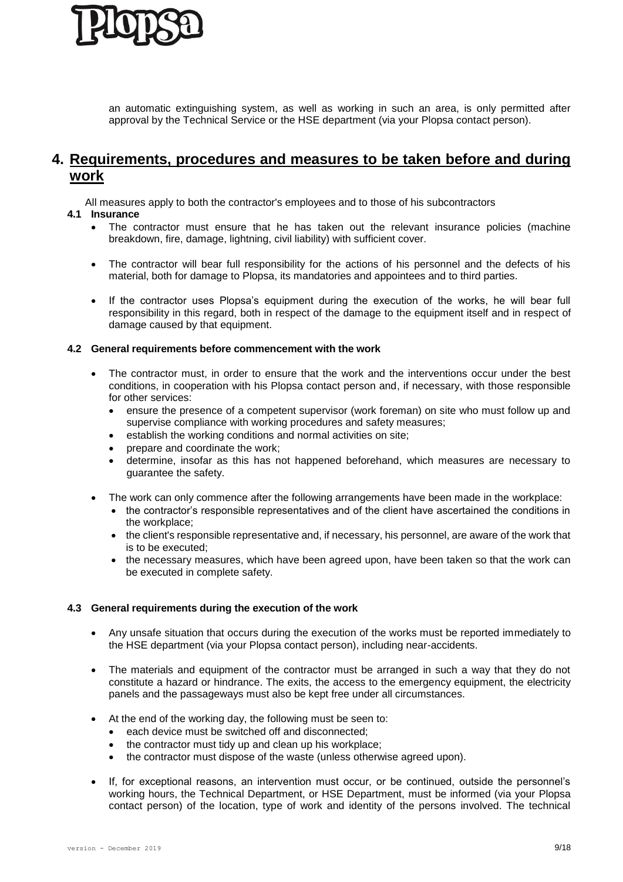an automatic extinguishing system, as well as working in such an area, is only permitted after approval by the Technical Service or the HSE department (via your Plopsa contact person).

# 4. Requirements, procedures and measures to be taken before and during work

All measures apply to both the contractor's employees and to those of his subcontractors

### 4.1 Insurance

- The contractor must ensure that he has taken out the relevant insurance policies (machine breakdown, fire, damage, lightning, civil liability) with sufficient cover.
- The contractor will bear full responsibility for the actions of his personnel and the defects of his material, both for damage to Plopsa, its mandatories and appointees and to third parties.
- If the contractor uses Plopsa's equipment during the execution of the works, he will bear full responsibility in this regard, both in respect of the damage to the equipment itself and in respect of damage caused by that equipment.

### 4.2 General requirements before commencement with the work

- The contractor must, in order to ensure that the work and the interventions occur under the best conditions, in cooperation with his Plopsa contact person and, if necessary, with those responsible for other services:
  - ensure the presence of a competent supervisor (work foreman) on site who must follow up and supervise compliance with working procedures and safety measures;
  - establish the working conditions and normal activities on site;
  - prepare and coordinate the work;
  - determine, insofar as this has not happened beforehand, which measures are necessary to guarantee the safety.
- The work can only commence after the following arrangements have been made in the workplace:
  - the contractor's responsible representatives and of the client have ascertained the conditions in the workplace;
  - the client's responsible representative and, if necessary, his personnel, are aware of the work that is to be executed;
  - the necessary measures, which have been agreed upon, have been taken so that the work can be executed in complete safety.

### 4.3 General requirements during the execution of the work

- Any unsafe situation that occurs during the execution of the works must be reported immediately to the HSE department (via your Plopsa contact person), including near-accidents.
- The materials and equipment of the contractor must be arranged in such a way that they do not constitute a hazard or hindrance. The exits, the access to the emergency equipment, the electricity panels and the passageways must also be kept free under all circumstances.
- At the end of the working day, the following must be seen to:
  - each device must be switched off and disconnected;
  - the contractor must tidy up and clean up his workplace;
  - the contractor must dispose of the waste (unless otherwise agreed upon).
- If, for exceptional reasons, an intervention must occur, or be continued, outside the personnel's working hours, the Technical Department, or HSE Department, must be informed (via your Plopsa contact person) of the location, type of work and identity of the persons involved. The technical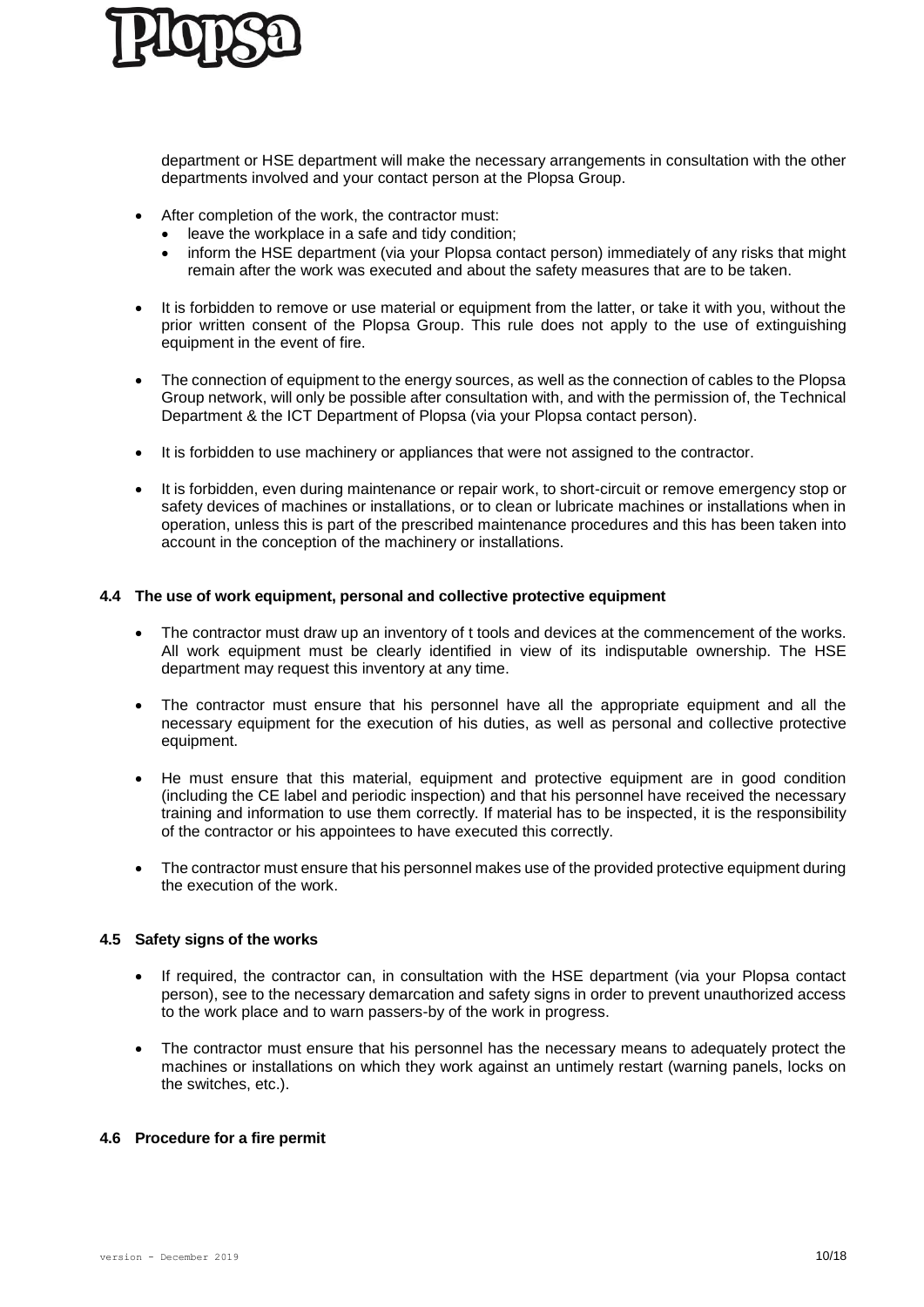department or HSE department will make the necessary arrangements in consultation with the other departments involved and your contact person at the Plopsa Group.

- After completion of the work, the contractor must:
  - leave the workplace in a safe and tidy condition;
  - inform the HSE department (via your Plopsa contact person) immediately of any risks that might remain after the work was executed and about the safety measures that are to be taken.

- It is forbidden to remove or use material or equipment from the latter, or take it with you, without the prior written consent of the Plopsa Group. This rule does not apply to the use of extinguishing equipment in the event of fire.

- The connection of equipment to the energy sources, as well as the connection of cables to the Plopsa Group network, will only be possible after consultation with, and with the permission of, the Technical Department & the ICT Department of Plopsa (via your Plopsa contact person).

- It is forbidden to use machinery or appliances that were not assigned to the contractor.

- It is forbidden, even during maintenance or repair work, to short-circuit or remove emergency stop or safety devices of machines or installations, or to clean or lubricate machines or installations when in operation, unless this is part of the prescribed maintenance procedures and this has been taken into account in the conception of the machinery or installations.

#### 4.4 The use of work equipment, personal and collective protective equipment

- The contractor must draw up an inventory of t tools and devices at the commencement of the works. All work equipment must be clearly identified in view of its indisputable ownership. The HSE department may request this inventory at any time.

- The contractor must ensure that his personnel have all the appropriate equipment and all the necessary equipment for the execution of his duties, as well as personal and collective protective equipment.

- He must ensure that this material, equipment and protective equipment are in good condition (including the CE label and periodic inspection) and that his personnel have received the necessary training and information to use them correctly. If material has to be inspected, it is the responsibility of the contractor or his appointees to have executed this correctly.

- The contractor must ensure that his personnel makes use of the provided protective equipment during the execution of the work.

#### 4.5 Safety signs of the works

- If required, the contractor can, in consultation with the HSE department (via your Plopsa contact person), see to the necessary demarcation and safety signs in order to prevent unauthorized access to the work place and to warn passers-by of the work in progress.

- The contractor must ensure that his personnel has the necessary means to adequately protect the machines or installations on which they work against an untimely restart (warning panels, locks on the switches, etc.).

#### 4.6 Procedure for a fire permit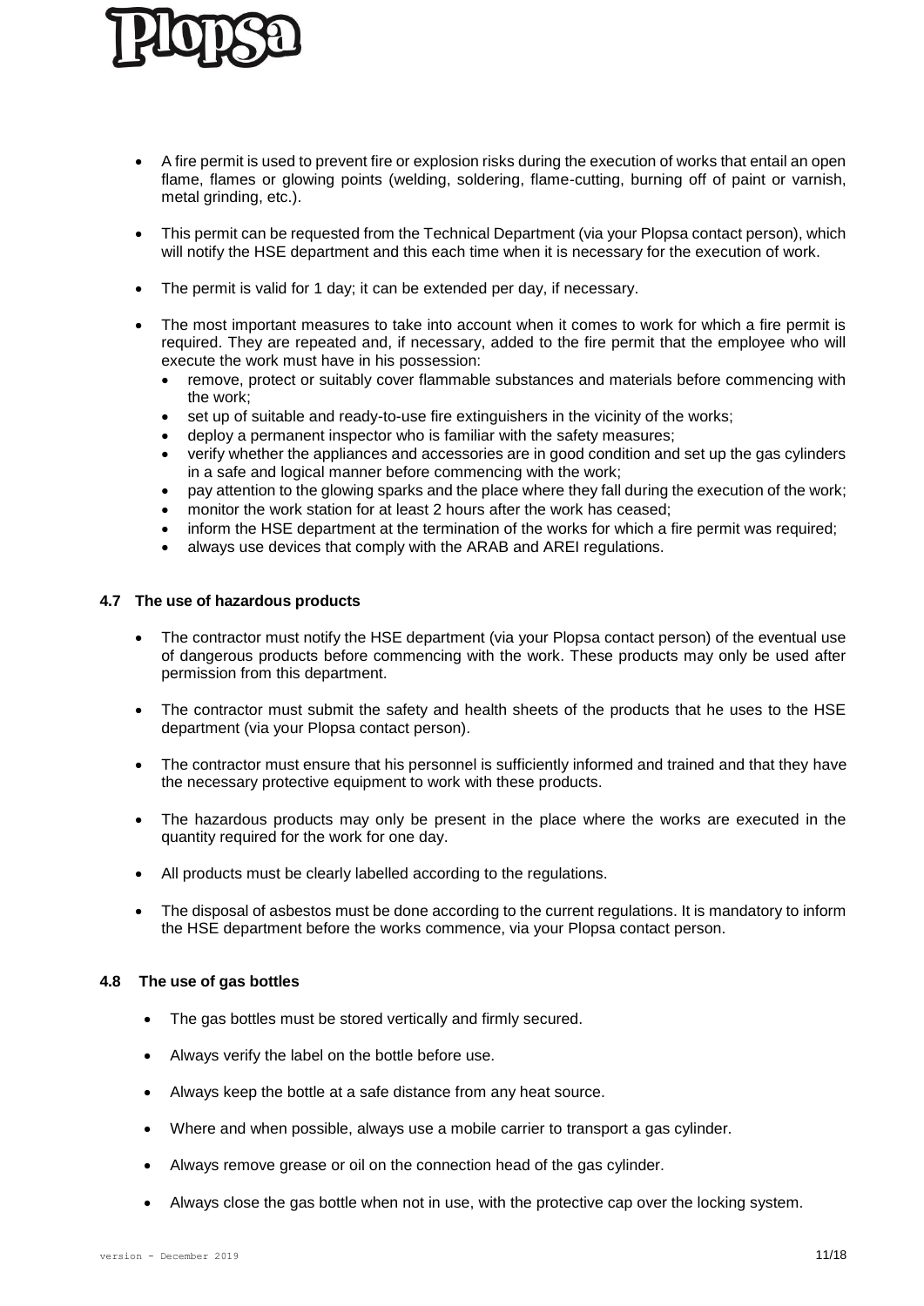- A fire permit is used to prevent fire or explosion risks during the execution of works that entail an open flame, flames or glowing points (welding, soldering, flame-cutting, burning off of paint or varnish, metal grinding, etc.).

- This permit can be requested from the Technical Department (via your Plopsa contact person), which will notify the HSE department and this each time when it is necessary for the execution of work.

- The permit is valid for 1 day; it can be extended per day, if necessary.

- The most important measures to take into account when it comes to work for which a fire permit is required. They are repeated and, if necessary, added to the fire permit that the employee who will execute the work must have in his possession:
  - remove, protect or suitably cover flammable substances and materials before commencing with the work;
  - set up of suitable and ready-to-use fire extinguishers in the vicinity of the works;
  - deploy a permanent inspector who is familiar with the safety measures;
  - verify whether the appliances and accessories are in good condition and set up the gas cylinders in a safe and logical manner before commencing with the work;
  - pay attention to the glowing sparks and the place where they fall during the execution of the work;
  - monitor the work station for at least 2 hours after the work has ceased;
  - inform the HSE department at the termination of the works for which a fire permit was required;
  - always use devices that comply with the ARAB and AREI regulations.

### 4.7 The use of hazardous products

- The contractor must notify the HSE department (via your Plopsa contact person) of the eventual use of dangerous products before commencing with the work. These products may only be used after permission from this department.

- The contractor must submit the safety and health sheets of the products that he uses to the HSE department (via your Plopsa contact person).

- The contractor must ensure that his personnel is sufficiently informed and trained and that they have the necessary protective equipment to work with these products.

- The hazardous products may only be present in the place where the works are executed in the quantity required for the work for one day.

- All products must be clearly labelled according to the regulations.

- The disposal of asbestos must be done according to the current regulations. It is mandatory to inform the HSE department before the works commence, via your Plopsa contact person.

### 4.8 The use of gas bottles

- The gas bottles must be stored vertically and firmly secured.

- Always verify the label on the bottle before use.

- Always keep the bottle at a safe distance from any heat source.

- Where and when possible, always use a mobile carrier to transport a gas cylinder.

- Always remove grease or oil on the connection head of the gas cylinder.

- Always close the gas bottle when not in use, with the protective cap over the locking system.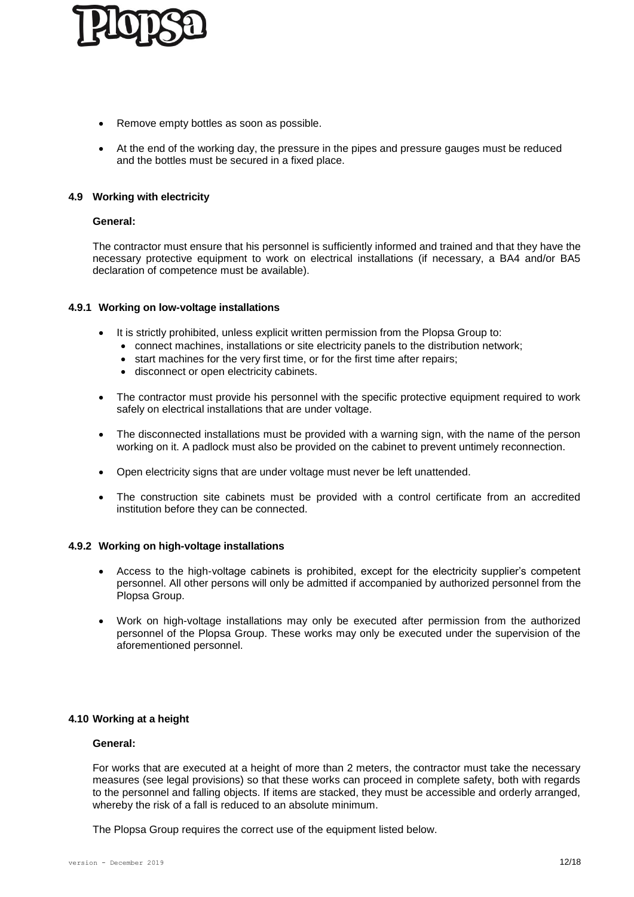- Remove empty bottles as soon as possible.
- At the end of the working day, the pressure in the pipes and pressure gauges must be reduced and the bottles must be secured in a fixed place.

### 4.9 Working with electricity

**General:**

The contractor must ensure that his personnel is sufficiently informed and trained and that they have the necessary protective equipment to work on electrical installations (if necessary, a BA4 and/or BA5 declaration of competence must be available).

#### 4.9.1 Working on low-voltage installations

- It is strictly prohibited, unless explicit written permission from the Plopsa Group to:
  - connect machines, installations or site electricity panels to the distribution network;
  - start machines for the very first time, or for the first time after repairs;
  - disconnect or open electricity cabinets.
- The contractor must provide his personnel with the specific protective equipment required to work safely on electrical installations that are under voltage.
- The disconnected installations must be provided with a warning sign, with the name of the person working on it. A padlock must also be provided on the cabinet to prevent untimely reconnection.
- Open electricity signs that are under voltage must never be left unattended.
- The construction site cabinets must be provided with a control certificate from an accredited institution before they can be connected.

#### 4.9.2 Working on high-voltage installations

- Access to the high-voltage cabinets is prohibited, except for the electricity supplier's competent personnel. All other persons will only be admitted if accompanied by authorized personnel from the Plopsa Group.
- Work on high-voltage installations may only be executed after permission from the authorized personnel of the Plopsa Group. These works may only be executed under the supervision of the aforementioned personnel.

### 4.10 Working at a height

**General:**

For works that are executed at a height of more than 2 meters, the contractor must take the necessary measures (see legal provisions) so that these works can proceed in complete safety, both with regards to the personnel and falling objects. If items are stacked, they must be accessible and orderly arranged, whereby the risk of a fall is reduced to an absolute minimum.

The Plopsa Group requires the correct use of the equipment listed below.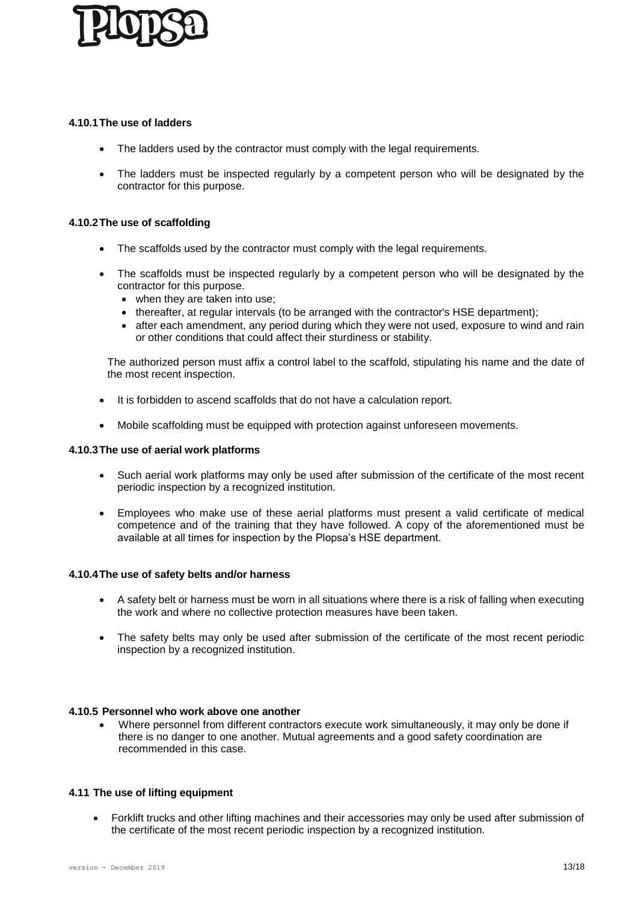#### 4.10.1 The use of ladders

- The ladders used by the contractor must comply with the legal requirements.
- The ladders must be inspected regularly by a competent person who will be designated by the contractor for this purpose.

#### 4.10.2 The use of scaffolding

- The scaffolds used by the contractor must comply with the legal requirements.
- The scaffolds must be inspected regularly by a competent person who will be designated by the contractor for this purpose.
  - when they are taken into use;
  - thereafter, at regular intervals (to be arranged with the contractor's HSE department);
  - after each amendment, any period during which they were not used, exposure to wind and rain or other conditions that could affect their sturdiness or stability.

  The authorized person must affix a control label to the scaffold, stipulating his name and the date of the most recent inspection.

- It is forbidden to ascend scaffolds that do not have a calculation report.
- Mobile scaffolding must be equipped with protection against unforeseen movements.

#### 4.10.3 The use of aerial work platforms

- Such aerial work platforms may only be used after submission of the certificate of the most recent periodic inspection by a recognized institution.
- Employees who make use of these aerial platforms must present a valid certificate of medical competence and of the training that they have followed. A copy of the aforementioned must be available at all times for inspection by the Plopsa's HSE department.

#### 4.10.4 The use of safety belts and/or harness

- A safety belt or harness must be worn in all situations where there is a risk of falling when executing the work and where no collective protection measures have been taken.
- The safety belts may only be used after submission of the certificate of the most recent periodic inspection by a recognized institution.

#### 4.10.5 Personnel who work above one another

- Where personnel from different contractors execute work simultaneously, it may only be done if there is no danger to one another. Mutual agreements and a good safety coordination are recommended in this case.

### 4.11 The use of lifting equipment

- Forklift trucks and other lifting machines and their accessories may only be used after submission of the certificate of the most recent periodic inspection by a recognized institution.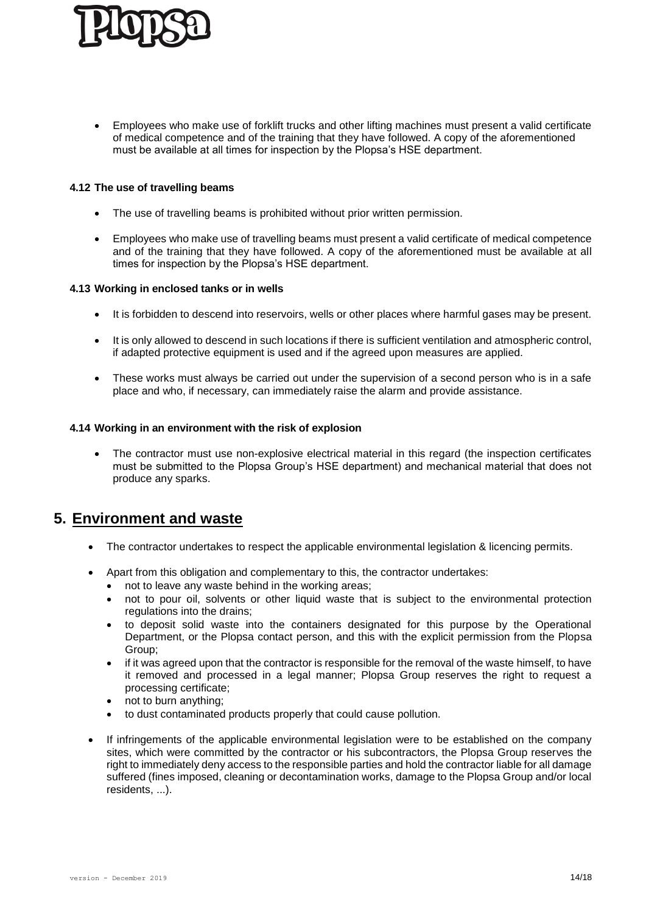- Employees who make use of forklift trucks and other lifting machines must present a valid certificate of medical competence and of the training that they have followed. A copy of the aforementioned must be available at all times for inspection by the Plopsa's HSE department.

### 4.12 The use of travelling beams

- The use of travelling beams is prohibited without prior written permission.
- Employees who make use of travelling beams must present a valid certificate of medical competence and of the training that they have followed. A copy of the aforementioned must be available at all times for inspection by the Plopsa's HSE department.

### 4.13 Working in enclosed tanks or in wells

- It is forbidden to descend into reservoirs, wells or other places where harmful gases may be present.
- It is only allowed to descend in such locations if there is sufficient ventilation and atmospheric control, if adapted protective equipment is used and if the agreed upon measures are applied.
- These works must always be carried out under the supervision of a second person who is in a safe place and who, if necessary, can immediately raise the alarm and provide assistance.

### 4.14 Working in an environment with the risk of explosion

- The contractor must use non-explosive electrical material in this regard (the inspection certificates must be submitted to the Plopsa Group's HSE department) and mechanical material that does not produce any sparks.

## 5. Environment and waste

- The contractor undertakes to respect the applicable environmental legislation & licencing permits.
- Apart from this obligation and complementary to this, the contractor undertakes:
  - not to leave any waste behind in the working areas;
  - not to pour oil, solvents or other liquid waste that is subject to the environmental protection regulations into the drains;
  - to deposit solid waste into the containers designated for this purpose by the Operational Department, or the Plopsa contact person, and this with the explicit permission from the Plopsa Group;
  - if it was agreed upon that the contractor is responsible for the removal of the waste himself, to have it removed and processed in a legal manner; Plopsa Group reserves the right to request a processing certificate;
  - not to burn anything;
  - to dust contaminated products properly that could cause pollution.
- If infringements of the applicable environmental legislation were to be established on the company sites, which were committed by the contractor or his subcontractors, the Plopsa Group reserves the right to immediately deny access to the responsible parties and hold the contractor liable for all damage suffered (fines imposed, cleaning or decontamination works, damage to the Plopsa Group and/or local residents, ...).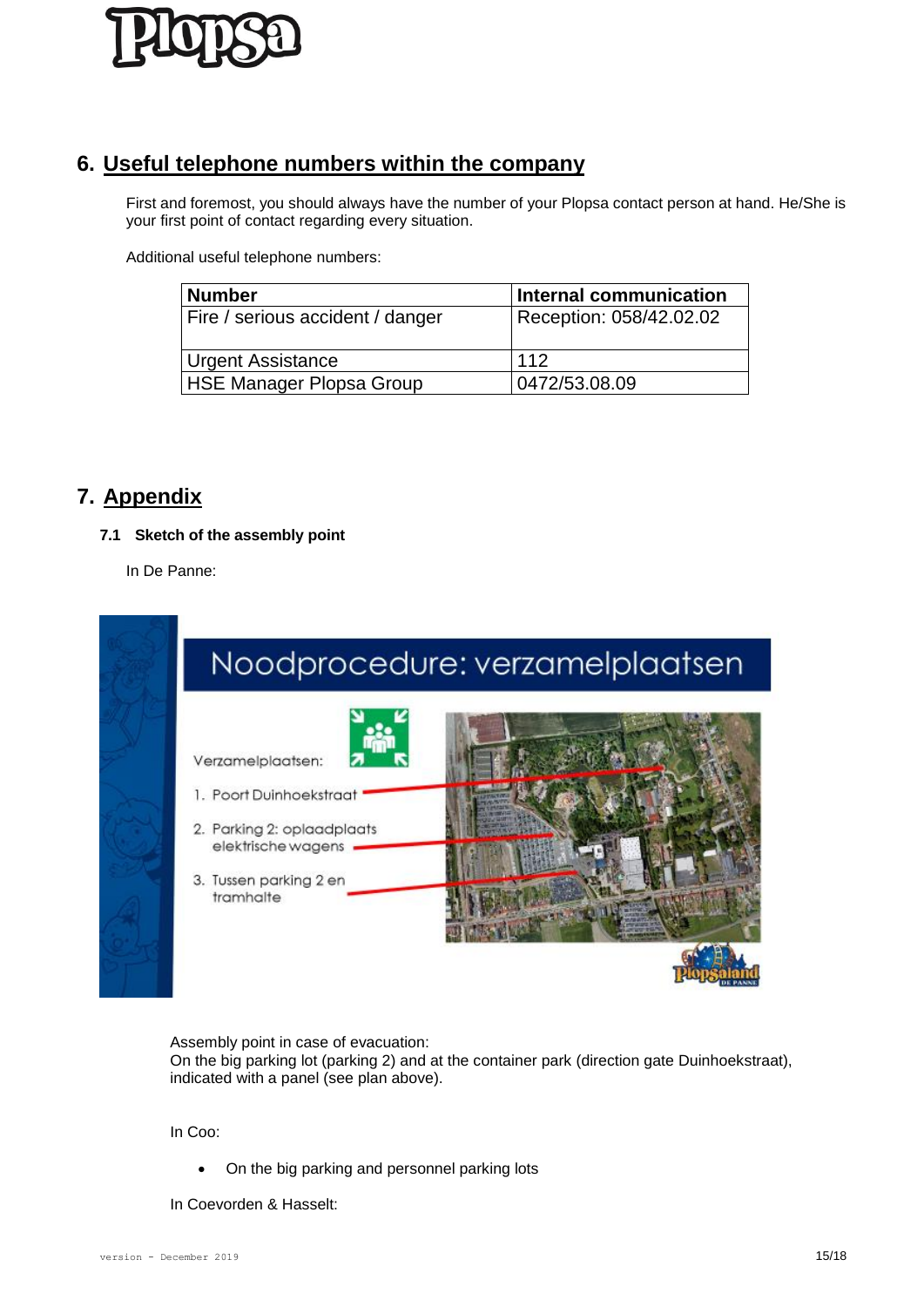## 6. Useful telephone numbers within the company

First and foremost, you should always have the number of your Plopsa contact person at hand. He/She is your first point of contact regarding every situation.

Additional useful telephone numbers:

| Number | Internal communication |
|---|---|
| Fire / serious accident / danger | Reception: 058/42.02.02 |
| Urgent Assistance | 112 |
| HSE Manager Plopsa Group | 0472/53.08.09 |

## 7. Appendix

### 7.1 Sketch of the assembly point

In De Panne:

Noodprocedure: verzamelplaatsen

Verzamelplaatsen:

1. Poort Duinhoekstraat
2. Parking 2: oplaadplaats elektrische wagens
3. Tussen parking 2 en tramhalte

Assembly point in case of evacuation:
On the big parking lot (parking 2) and at the container park (direction gate Duinhoekstraat), indicated with a panel (see plan above).

In Coo:

- On the big parking and personnel parking lots

In Coevorden & Hasselt: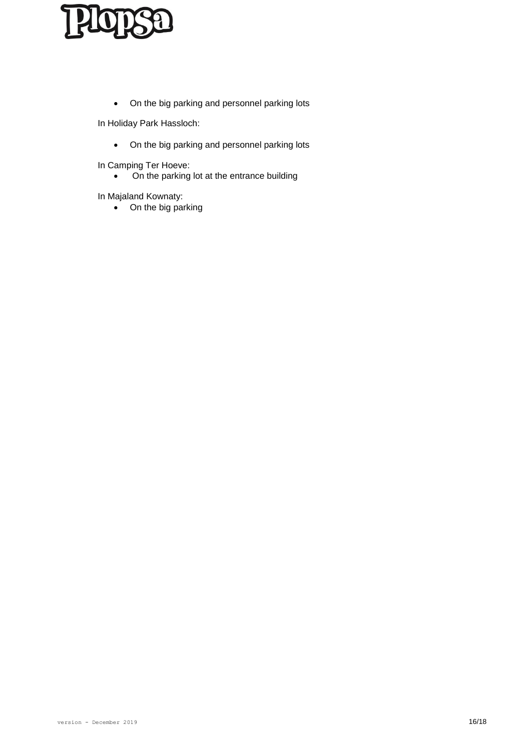- On the big parking and personnel parking lots

In Holiday Park Hassloch:

- On the big parking and personnel parking lots

In Camping Ter Hoeve:

- On the parking lot at the entrance building

In Majaland Kownaty:

- On the big parking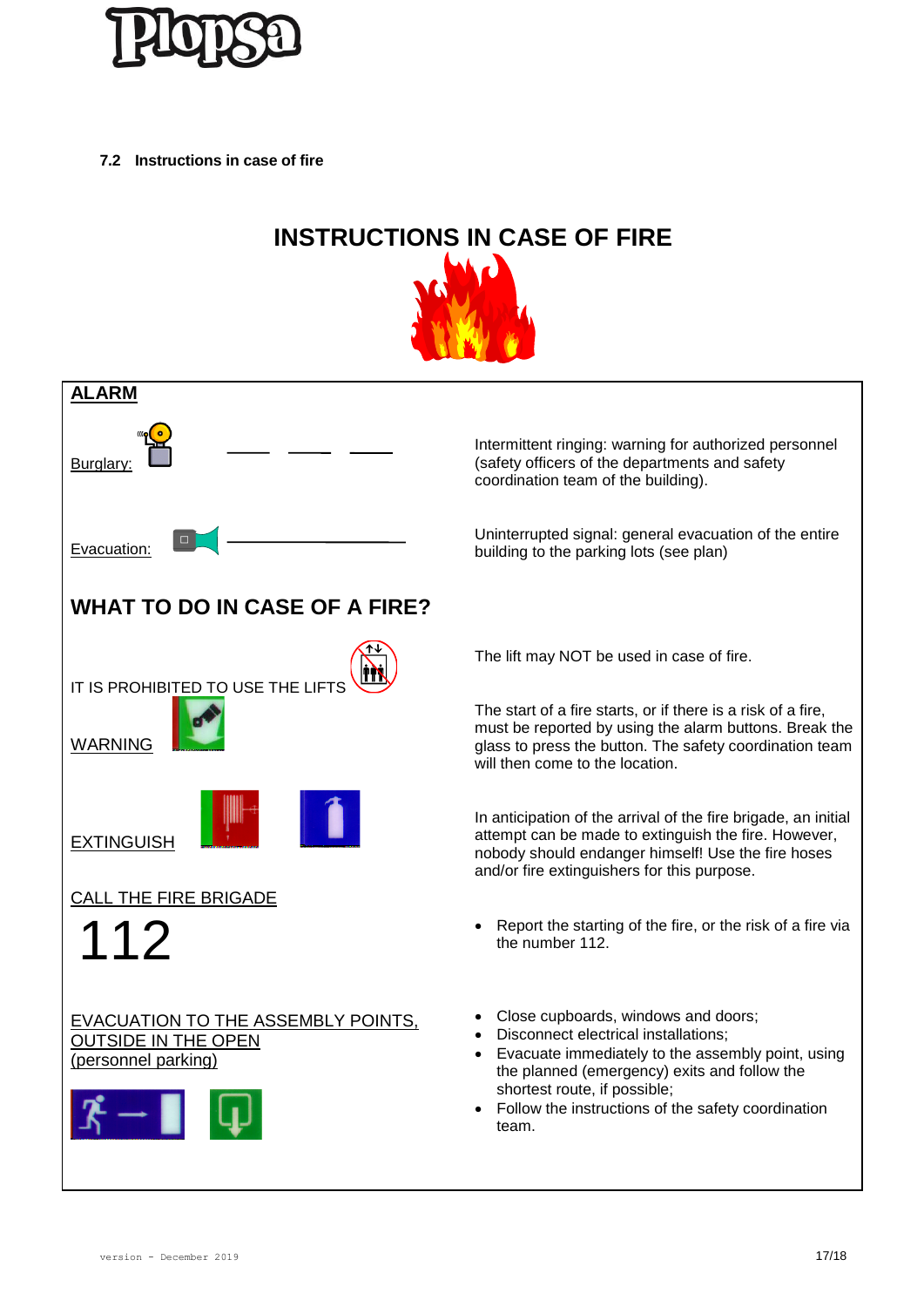### 7.2 Instructions in case of fire

# INSTRUCTIONS IN CASE OF FIRE

## ALARM

| | |
|---|---|
| Burglary: | Intermittent ringing: warning for authorized personnel (safety officers of the departments and safety coordination team of the building). |
| Evacuation: | Uninterrupted signal: general evacuation of the entire building to the parking lots (see plan) |

## WHAT TO DO IN CASE OF A FIRE?

| | |
|---|---|
| IT IS PROHIBITED TO USE THE LIFTS | The lift may NOT be used in case of fire. |
| WARNING | The start of a fire starts, or if there is a risk of a fire, must be reported by using the alarm buttons. Break the glass to press the button. The safety coordination team will then come to the location. |
| EXTINGUISH | In anticipation of the arrival of the fire brigade, an initial attempt can be made to extinguish the fire. However, nobody should endanger himself! Use the fire hoses and/or fire extinguishers for this purpose. |
| CALL THE FIRE BRIGADE<br>**112** | • Report the starting of the fire, or the risk of a fire via the number 112. |
| EVACUATION TO THE ASSEMBLY POINTS, OUTSIDE IN THE OPEN (personnel parking) | • Close cupboards, windows and doors;<br>• Disconnect electrical installations;<br>• Evacuate immediately to the assembly point, using the planned (emergency) exits and follow the shortest route, if possible;<br>• Follow the instructions of the safety coordination team. |

version - December 2019